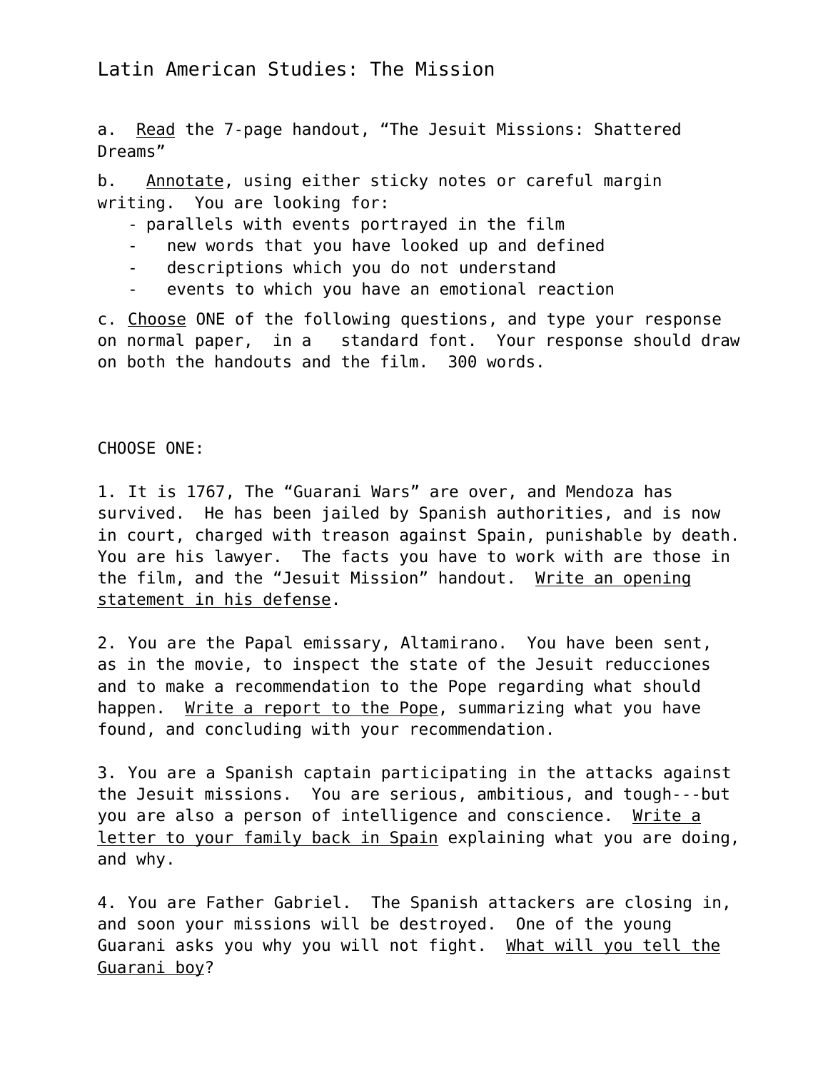# Latin American Studies: The Mission

a. Read the 7-page handout, "The Jesuit Missions: Shattered Dreams"

b. Annotate, using either sticky notes or careful margin writing. You are looking for:

- parallels with events portrayed in the film
- new words that you have looked up and defined
- descriptions which you do not understand
- events to which you have an emotional reaction

c. Choose ONE of the following questions, and type your response on normal paper, in a standard font. Your response should draw on both the handouts and the film. 300 words.

CHOOSE ONE:

1. It is 1767, The "Guarani Wars" are over, and Mendoza has survived. He has been jailed by Spanish authorities, and is now in court, charged with treason against Spain, punishable by death. You are his lawyer. The facts you have to work with are those in the film, and the "Jesuit Mission" handout. Write an opening statement in his defense.

2. You are the Papal emissary, Altamirano. You have been sent, as in the movie, to inspect the state of the Jesuit reducciones and to make a recommendation to the Pope regarding what should happen. Write a report to the Pope, summarizing what you have found, and concluding with your recommendation.

3. You are a Spanish captain participating in the attacks against the Jesuit missions. You are serious, ambitious, and tough---but you are also a person of intelligence and conscience. Write a letter to your family back in Spain explaining what you are doing, and why.

4. You are Father Gabriel. The Spanish attackers are closing in, and soon your missions will be destroyed. One of the young Guarani asks you why you will not fight. What will you tell the Guarani boy?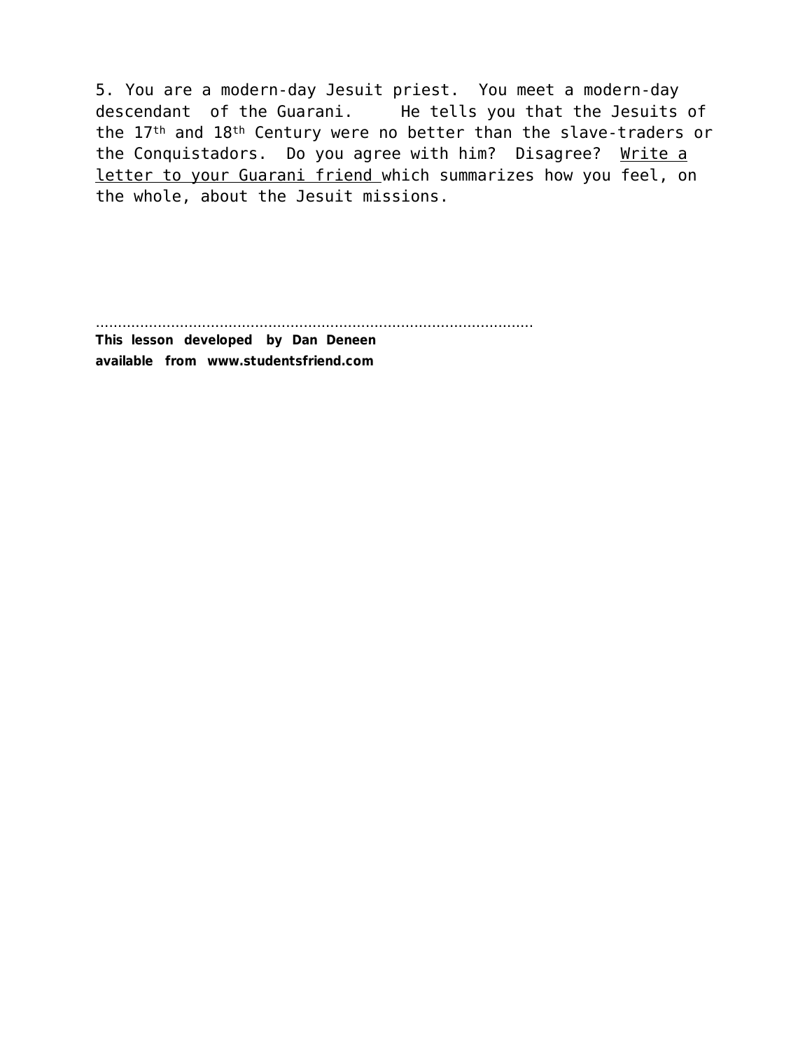5. You are a modern-day Jesuit priest. You meet a modern-day descendant of the Guarani. He tells you that the Jesuits of the 17th and 18th Century were no better than the slave-traders or the Conquistadors. Do you agree with him? Disagree? Write a letter to your Guarani friend which summarizes how you feel, on the whole, about the Jesuit missions.

---

**This lesson developed by Dan Deneen**
**available from www.studentsfriend.com**